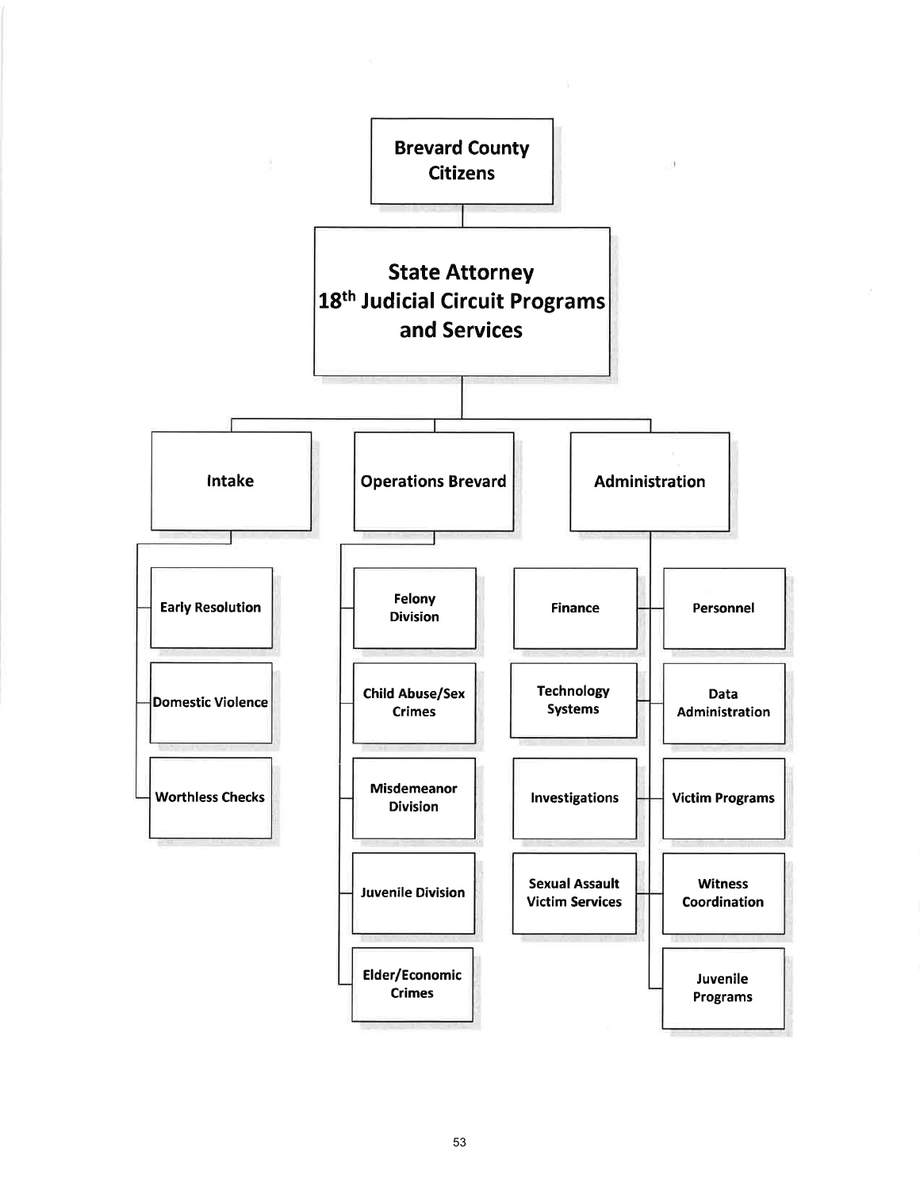# Brevard County Citizens

## State Attorney 18th Judicial Circuit Programs and Services

- **Intake**
  - Early Resolution
  - Domestic Violence
  - Worthless Checks
- **Operations Brevard**
  - Felony Division
  - Child Abuse/Sex Crimes
  - Misdemeanor Division
  - Juvenile Division
  - Elder/Economic Crimes
- **Administration**
  - Finance
  - Personnel
  - Technology Systems
  - Data Administration
  - Investigations
  - Victim Programs
  - Sexual Assault Victim Services
  - Witness Coordination
  - Juvenile Programs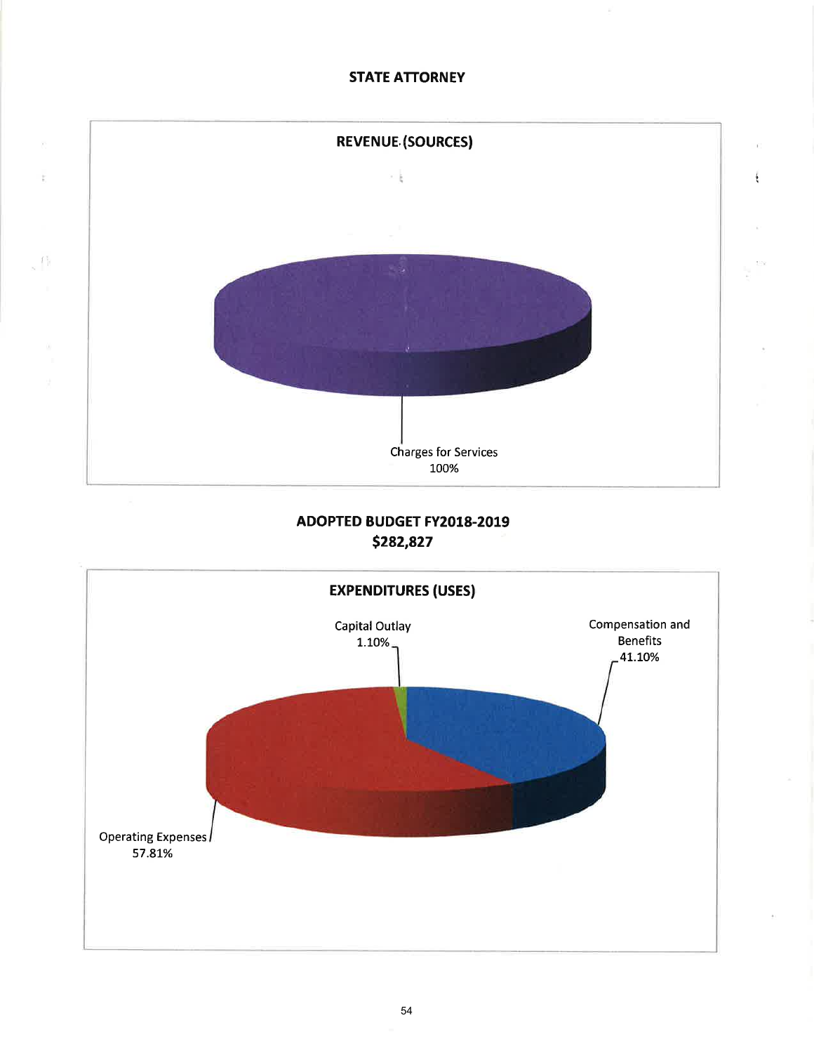# STATE ATTORNEY

## REVENUE (SOURCES)

Charges for Services
100%

## ADOPTED BUDGET FY2018-2019
## $282,827

## EXPENDITURES (USES)

Capital Outlay
1.10%

Compensation and Benefits
41.10%

Operating Expenses
57.81%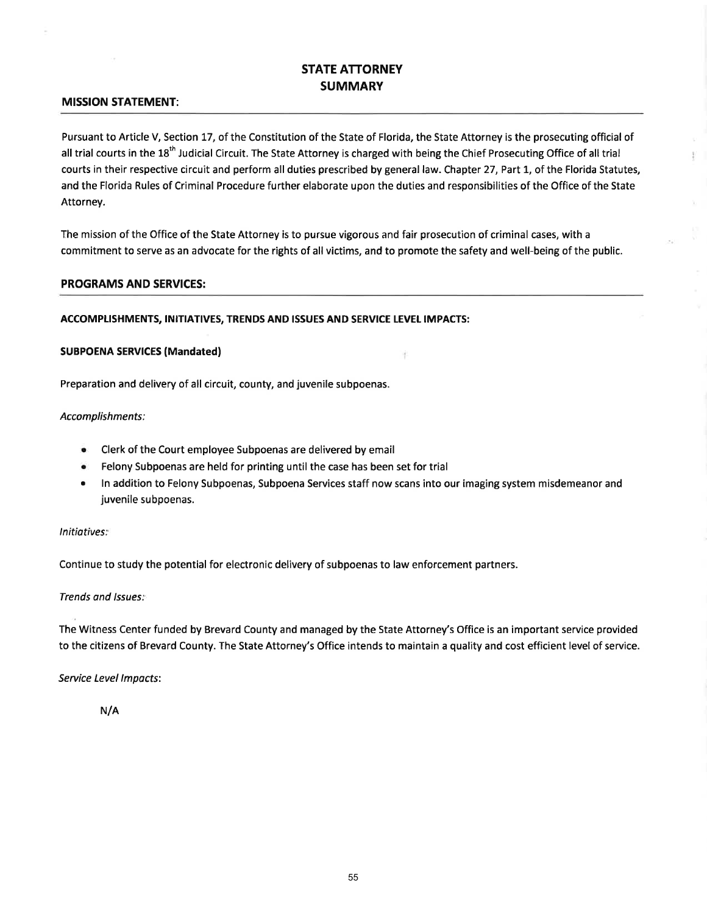# STATE ATTORNEY SUMMARY

## MISSION STATEMENT:

Pursuant to Article V, Section 17, of the Constitution of the State of Florida, the State Attorney is the prosecuting official of all trial courts in the 18th Judicial Circuit. The State Attorney is charged with being the Chief Prosecuting Office of all trial courts in their respective circuit and perform all duties prescribed by general law. Chapter 27, Part 1, of the Florida Statutes, and the Florida Rules of Criminal Procedure further elaborate upon the duties and responsibilities of the Office of the State Attorney.

The mission of the Office of the State Attorney is to pursue vigorous and fair prosecution of criminal cases, with a commitment to serve as an advocate for the rights of all victims, and to promote the safety and well-being of the public.

## PROGRAMS AND SERVICES:

**ACCOMPLISHMENTS, INITIATIVES, TRENDS AND ISSUES AND SERVICE LEVEL IMPACTS:**

**SUBPOENA SERVICES (Mandated)**

Preparation and delivery of all circuit, county, and juvenile subpoenas.

*Accomplishments:*

- Clerk of the Court employee Subpoenas are delivered by email
- Felony Subpoenas are held for printing until the case has been set for trial
- In addition to Felony Subpoenas, Subpoena Services staff now scans into our imaging system misdemeanor and juvenile subpoenas.

*Initiatives:*

Continue to study the potential for electronic delivery of subpoenas to law enforcement partners.

*Trends and Issues:*

The Witness Center funded by Brevard County and managed by the State Attorney's Office is an important service provided to the citizens of Brevard County. The State Attorney's Office intends to maintain a quality and cost efficient level of service.

*Service Level Impacts:*

N/A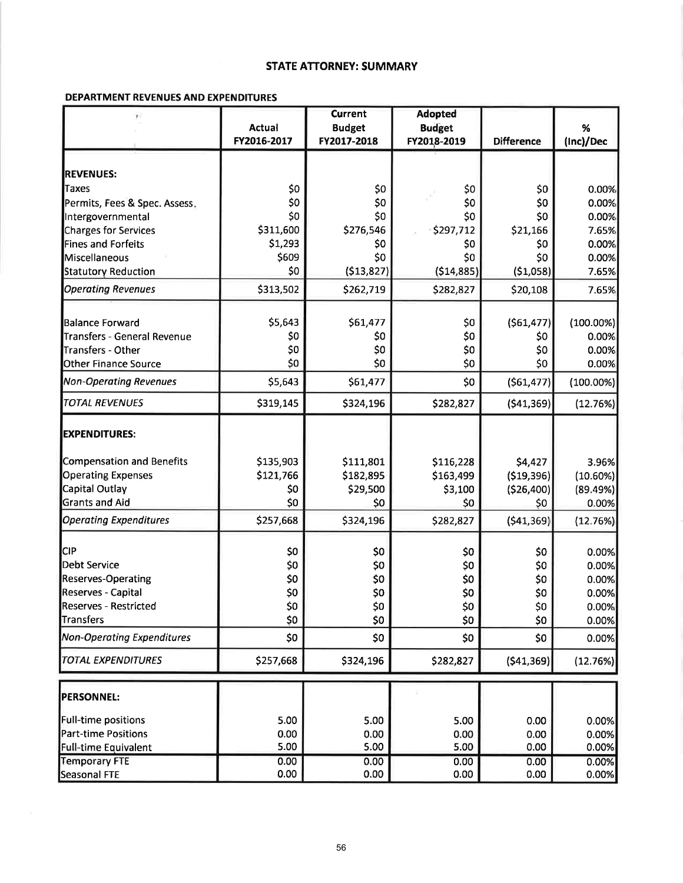# STATE ATTORNEY: SUMMARY

## DEPARTMENT REVENUES AND EXPENDITURES

| | Actual FY2016-2017 | Current Budget FY2017-2018 | Adopted Budget FY2018-2019 | Difference | % (Inc)/Dec |
|---|---|---|---|---|---|
| **REVENUES:** | | | | | |
| Taxes | $0 | $0 | $0 | $0 | 0.00% |
| Permits, Fees & Spec. Assess. | $0 | $0 | $0 | $0 | 0.00% |
| Intergovernmental | $0 | $0 | $0 | $0 | 0.00% |
| Charges for Services | $311,600 | $276,546 | $297,712 | $21,166 | 7.65% |
| Fines and Forfeits | $1,293 | $0 | $0 | $0 | 0.00% |
| Miscellaneous | $609 | $0 | $0 | $0 | 0.00% |
| Statutory Reduction | $0 | ($13,827) | ($14,885) | ($1,058) | 7.65% |
| *Operating Revenues* | $313,502 | $262,719 | $282,827 | $20,108 | 7.65% |
| Balance Forward | $5,643 | $61,477 | $0 | ($61,477) | (100.00%) |
| Transfers - General Revenue | $0 | $0 | $0 | $0 | 0.00% |
| Transfers - Other | $0 | $0 | $0 | $0 | 0.00% |
| Other Finance Source | $0 | $0 | $0 | $0 | 0.00% |
| *Non-Operating Revenues* | $5,643 | $61,477 | $0 | ($61,477) | (100.00%) |
| *TOTAL REVENUES* | $319,145 | $324,196 | $282,827 | ($41,369) | (12.76%) |
| **EXPENDITURES:** | | | | | |
| Compensation and Benefits | $135,903 | $111,801 | $116,228 | $4,427 | 3.96% |
| Operating Expenses | $121,766 | $182,895 | $163,499 | ($19,396) | (10.60%) |
| Capital Outlay | $0 | $29,500 | $3,100 | ($26,400) | (89.49%) |
| Grants and Aid | $0 | $0 | $0 | $0 | 0.00% |
| *Operating Expenditures* | $257,668 | $324,196 | $282,827 | ($41,369) | (12.76%) |
| CIP | $0 | $0 | $0 | $0 | 0.00% |
| Debt Service | $0 | $0 | $0 | $0 | 0.00% |
| Reserves-Operating | $0 | $0 | $0 | $0 | 0.00% |
| Reserves - Capital | $0 | $0 | $0 | $0 | 0.00% |
| Reserves - Restricted | $0 | $0 | $0 | $0 | 0.00% |
| Transfers | $0 | $0 | $0 | $0 | 0.00% |
| *Non-Operating Expenditures* | $0 | $0 | $0 | $0 | 0.00% |
| *TOTAL EXPENDITURES* | $257,668 | $324,196 | $282,827 | ($41,369) | (12.76%) |

| | | | | | |
|---|---|---|---|---|---|
| **PERSONNEL:** | | | | | |
| Full-time positions | 5.00 | 5.00 | 5.00 | 0.00 | 0.00% |
| Part-time Positions | 0.00 | 0.00 | 0.00 | 0.00 | 0.00% |
| Full-time Equivalent | 5.00 | 5.00 | 5.00 | 0.00 | 0.00% |
| Temporary FTE | 0.00 | 0.00 | 0.00 | 0.00 | 0.00% |
| Seasonal FTE | 0.00 | 0.00 | 0.00 | 0.00 | 0.00% |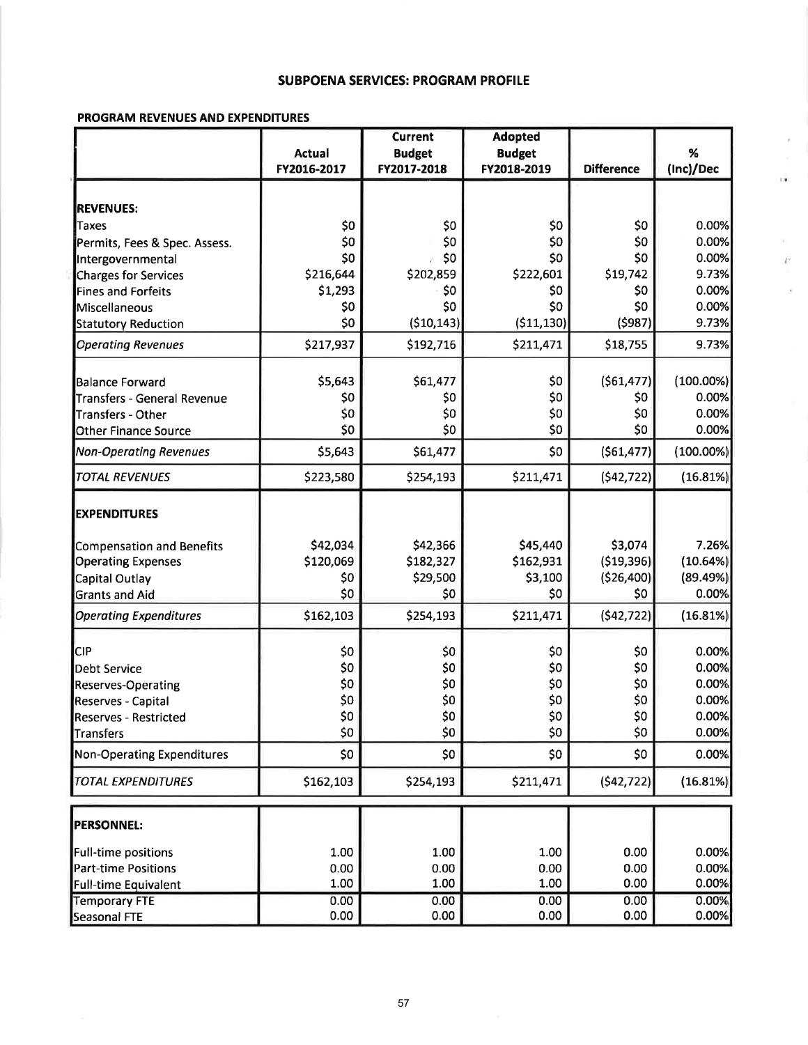## SUBPOENA SERVICES: PROGRAM PROFILE

### PROGRAM REVENUES AND EXPENDITURES

| | Actual FY2016-2017 | Current Budget FY2017-2018 | Adopted Budget FY2018-2019 | Difference | % (Inc)/Dec |
|---|---|---|---|---|---|
| **REVENUES:** | | | | | |
| Taxes | $0 | $0 | $0 | $0 | 0.00% |
| Permits, Fees & Spec. Assess. | $0 | $0 | $0 | $0 | 0.00% |
| Intergovernmental | $0 | $0 | $0 | $0 | 0.00% |
| Charges for Services | $216,644 | $202,859 | $222,601 | $19,742 | 9.73% |
| Fines and Forfeits | $1,293 | $0 | $0 | $0 | 0.00% |
| Miscellaneous | $0 | $0 | $0 | $0 | 0.00% |
| Statutory Reduction | $0 | ($10,143) | ($11,130) | ($987) | 9.73% |
| *Operating Revenues* | $217,937 | $192,716 | $211,471 | $18,755 | 9.73% |
| Balance Forward | $5,643 | $61,477 | $0 | ($61,477) | (100.00%) |
| Transfers - General Revenue | $0 | $0 | $0 | $0 | 0.00% |
| Transfers - Other | $0 | $0 | $0 | $0 | 0.00% |
| Other Finance Source | $0 | $0 | $0 | $0 | 0.00% |
| *Non-Operating Revenues* | $5,643 | $61,477 | $0 | ($61,477) | (100.00%) |
| *TOTAL REVENUES* | $223,580 | $254,193 | $211,471 | ($42,722) | (16.81%) |
| **EXPENDITURES** | | | | | |
| Compensation and Benefits | $42,034 | $42,366 | $45,440 | $3,074 | 7.26% |
| Operating Expenses | $120,069 | $182,327 | $162,931 | ($19,396) | (10.64%) |
| Capital Outlay | $0 | $29,500 | $3,100 | ($26,400) | (89.49%) |
| Grants and Aid | $0 | $0 | $0 | $0 | 0.00% |
| *Operating Expenditures* | $162,103 | $254,193 | $211,471 | ($42,722) | (16.81%) |
| CIP | $0 | $0 | $0 | $0 | 0.00% |
| Debt Service | $0 | $0 | $0 | $0 | 0.00% |
| Reserves-Operating | $0 | $0 | $0 | $0 | 0.00% |
| Reserves - Capital | $0 | $0 | $0 | $0 | 0.00% |
| Reserves - Restricted | $0 | $0 | $0 | $0 | 0.00% |
| Transfers | $0 | $0 | $0 | $0 | 0.00% |
| Non-Operating Expenditures | $0 | $0 | $0 | $0 | 0.00% |
| *TOTAL EXPENDITURES* | $162,103 | $254,193 | $211,471 | ($42,722) | (16.81%) |

| | | | | | |
|---|---|---|---|---|---|
| **PERSONNEL:** | | | | | |
| Full-time positions | 1.00 | 1.00 | 1.00 | 0.00 | 0.00% |
| Part-time Positions | 0.00 | 0.00 | 0.00 | 0.00 | 0.00% |
| Full-time Equivalent | 1.00 | 1.00 | 1.00 | 0.00 | 0.00% |
| Temporary FTE | 0.00 | 0.00 | 0.00 | 0.00 | 0.00% |
| Seasonal FTE | 0.00 | 0.00 | 0.00 | 0.00 | 0.00% |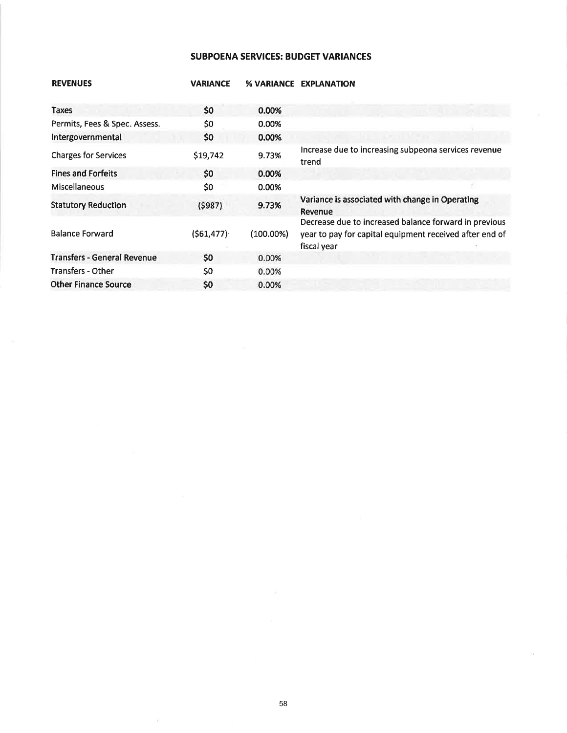## SUBPOENA SERVICES: BUDGET VARIANCES

| REVENUES | VARIANCE | % VARIANCE | EXPLANATION |
|---|---|---|---|
| Taxes | $0 | 0.00% | |
| Permits, Fees & Spec. Assess. | $0 | 0.00% | |
| Intergovernmental | $0 | 0.00% | |
| Charges for Services | $19,742 | 9.73% | Increase due to increasing subpeona services revenue trend |
| Fines and Forfeits | $0 | 0.00% | |
| Miscellaneous | $0 | 0.00% | |
| Statutory Reduction | ($987) | 9.73% | Variance is associated with change in Operating Revenue |
| Balance Forward | ($61,477) | (100.00%) | Decrease due to increased balance forward in previous year to pay for capital equipment received after end of fiscal year |
| Transfers - General Revenue | $0 | 0.00% | |
| Transfers - Other | $0 | 0.00% | |
| Other Finance Source | $0 | 0.00% | |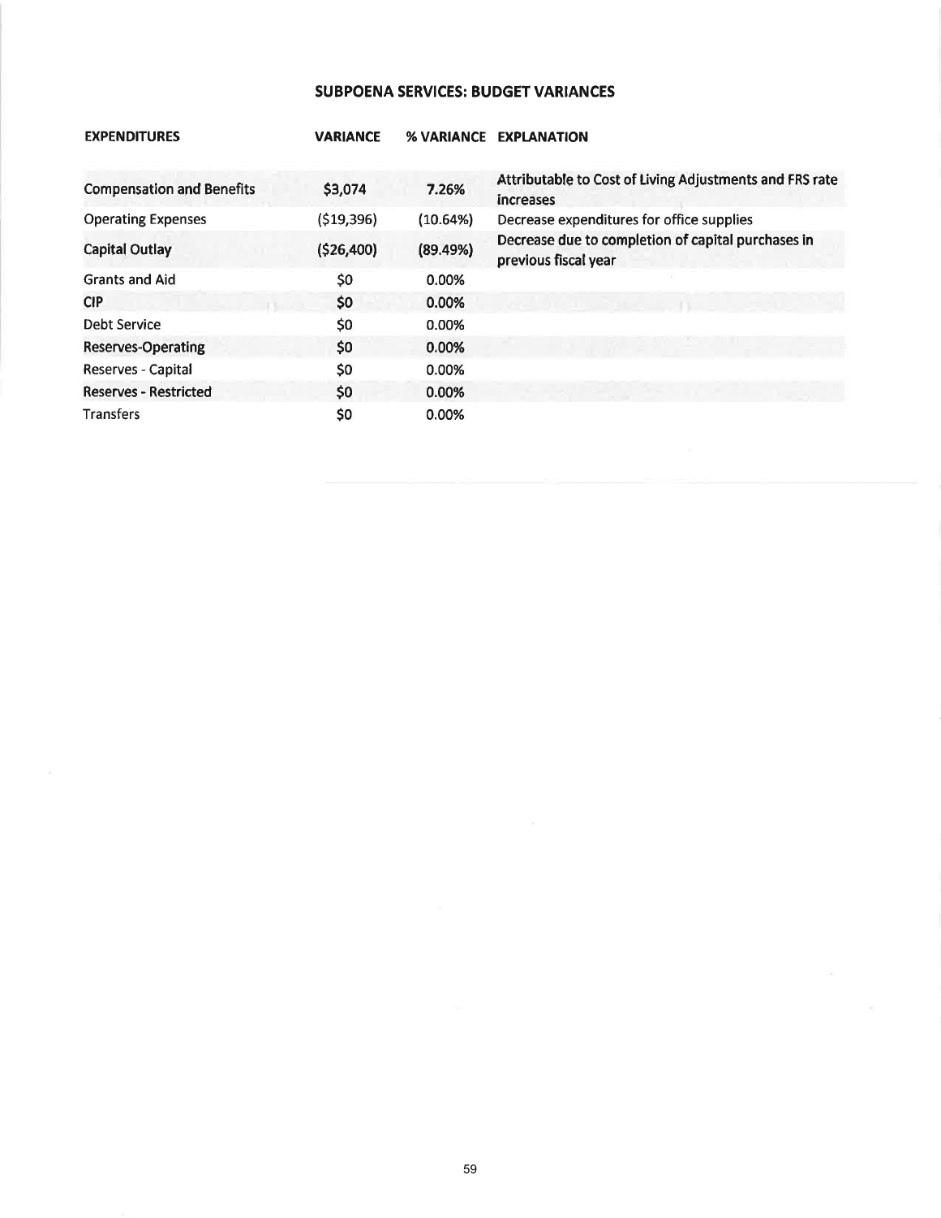## SUBPOENA SERVICES: BUDGET VARIANCES

| EXPENDITURES | VARIANCE | % VARIANCE | EXPLANATION |
| --- | --- | --- | --- |
| Compensation and Benefits | $3,074 | 7.26% | Attributable to Cost of Living Adjustments and FRS rate increases |
| Operating Expenses | ($19,396) | (10.64%) | Decrease expenditures for office supplies |
| Capital Outlay | ($26,400) | (89.49%) | Decrease due to completion of capital purchases in previous fiscal year |
| Grants and Aid | $0 | 0.00% | |
| CIP | $0 | 0.00% | |
| Debt Service | $0 | 0.00% | |
| Reserves-Operating | $0 | 0.00% | |
| Reserves - Capital | $0 | 0.00% | |
| Reserves - Restricted | $0 | 0.00% | |
| Transfers | $0 | 0.00% | |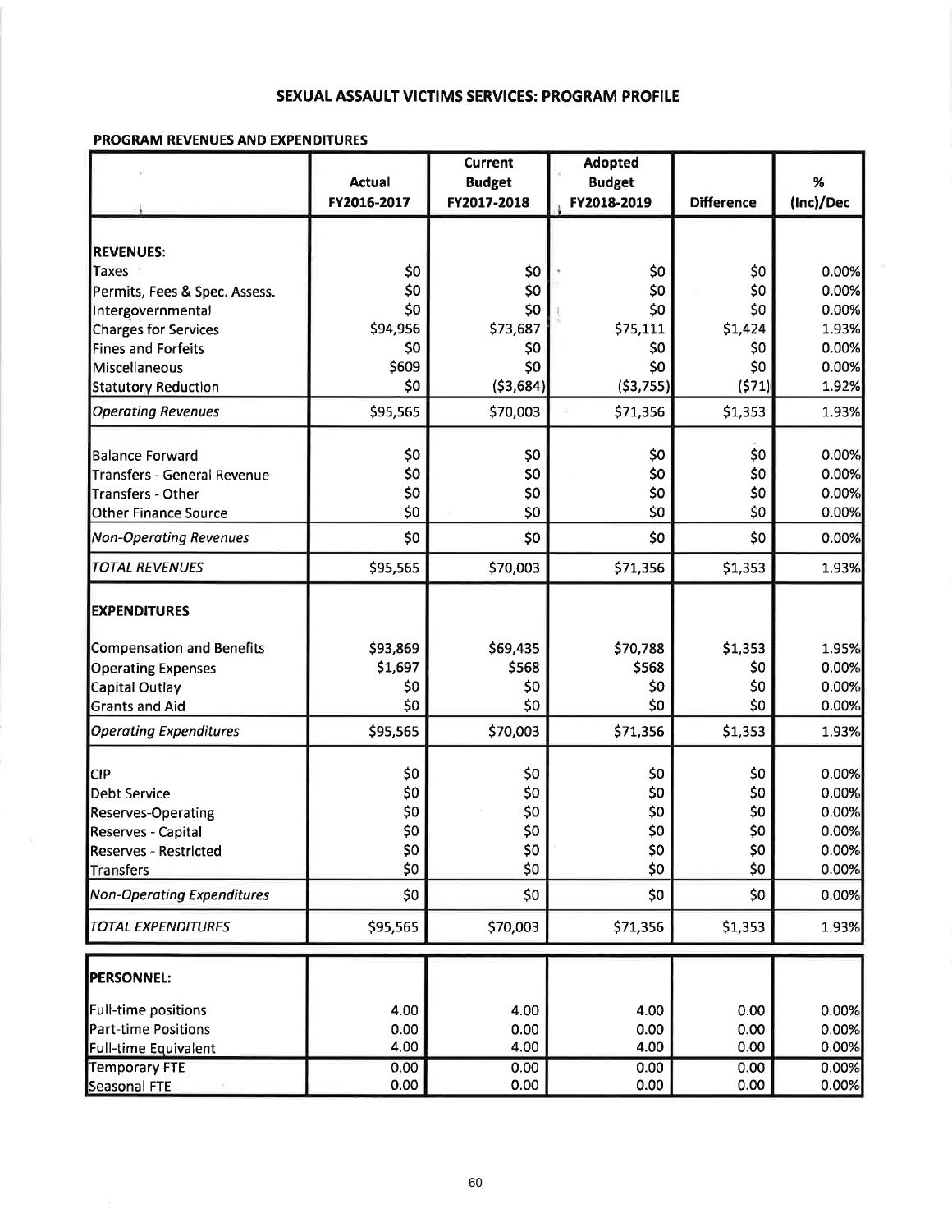# SEXUAL ASSAULT VICTIMS SERVICES: PROGRAM PROFILE

## PROGRAM REVENUES AND EXPENDITURES

| | Actual FY2016-2017 | Current Budget FY2017-2018 | Adopted Budget FY2018-2019 | Difference | % (Inc)/Dec |
|---|---|---|---|---|---|
| **REVENUES:** | | | | | |
| Taxes | $0 | $0 | $0 | $0 | 0.00% |
| Permits, Fees & Spec. Assess. | $0 | $0 | $0 | $0 | 0.00% |
| Intergovernmental | $0 | $0 | $0 | $0 | 0.00% |
| Charges for Services | $94,956 | $73,687 | $75,111 | $1,424 | 1.93% |
| Fines and Forfeits | $0 | $0 | $0 | $0 | 0.00% |
| Miscellaneous | $609 | $0 | $0 | $0 | 0.00% |
| Statutory Reduction | $0 | ($3,684) | ($3,755) | ($71) | 1.92% |
| *Operating Revenues* | $95,565 | $70,003 | $71,356 | $1,353 | 1.93% |
| Balance Forward | $0 | $0 | $0 | $0 | 0.00% |
| Transfers - General Revenue | $0 | $0 | $0 | $0 | 0.00% |
| Transfers - Other | $0 | $0 | $0 | $0 | 0.00% |
| Other Finance Source | $0 | $0 | $0 | $0 | 0.00% |
| *Non-Operating Revenues* | $0 | $0 | $0 | $0 | 0.00% |
| *TOTAL REVENUES* | $95,565 | $70,003 | $71,356 | $1,353 | 1.93% |
| **EXPENDITURES** | | | | | |
| Compensation and Benefits | $93,869 | $69,435 | $70,788 | $1,353 | 1.95% |
| Operating Expenses | $1,697 | $568 | $568 | $0 | 0.00% |
| Capital Outlay | $0 | $0 | $0 | $0 | 0.00% |
| Grants and Aid | $0 | $0 | $0 | $0 | 0.00% |
| *Operating Expenditures* | $95,565 | $70,003 | $71,356 | $1,353 | 1.93% |
| CIP | $0 | $0 | $0 | $0 | 0.00% |
| Debt Service | $0 | $0 | $0 | $0 | 0.00% |
| Reserves-Operating | $0 | $0 | $0 | $0 | 0.00% |
| Reserves - Capital | $0 | $0 | $0 | $0 | 0.00% |
| Reserves - Restricted | $0 | $0 | $0 | $0 | 0.00% |
| Transfers | $0 | $0 | $0 | $0 | 0.00% |
| *Non-Operating Expenditures* | $0 | $0 | $0 | $0 | 0.00% |
| *TOTAL EXPENDITURES* | $95,565 | $70,003 | $71,356 | $1,353 | 1.93% |

| | | | | | |
|---|---|---|---|---|---|
| **PERSONNEL:** | | | | | |
| Full-time positions | 4.00 | 4.00 | 4.00 | 0.00 | 0.00% |
| Part-time Positions | 0.00 | 0.00 | 0.00 | 0.00 | 0.00% |
| Full-time Equivalent | 4.00 | 4.00 | 4.00 | 0.00 | 0.00% |
| Temporary FTE | 0.00 | 0.00 | 0.00 | 0.00 | 0.00% |
| Seasonal FTE | 0.00 | 0.00 | 0.00 | 0.00 | 0.00% |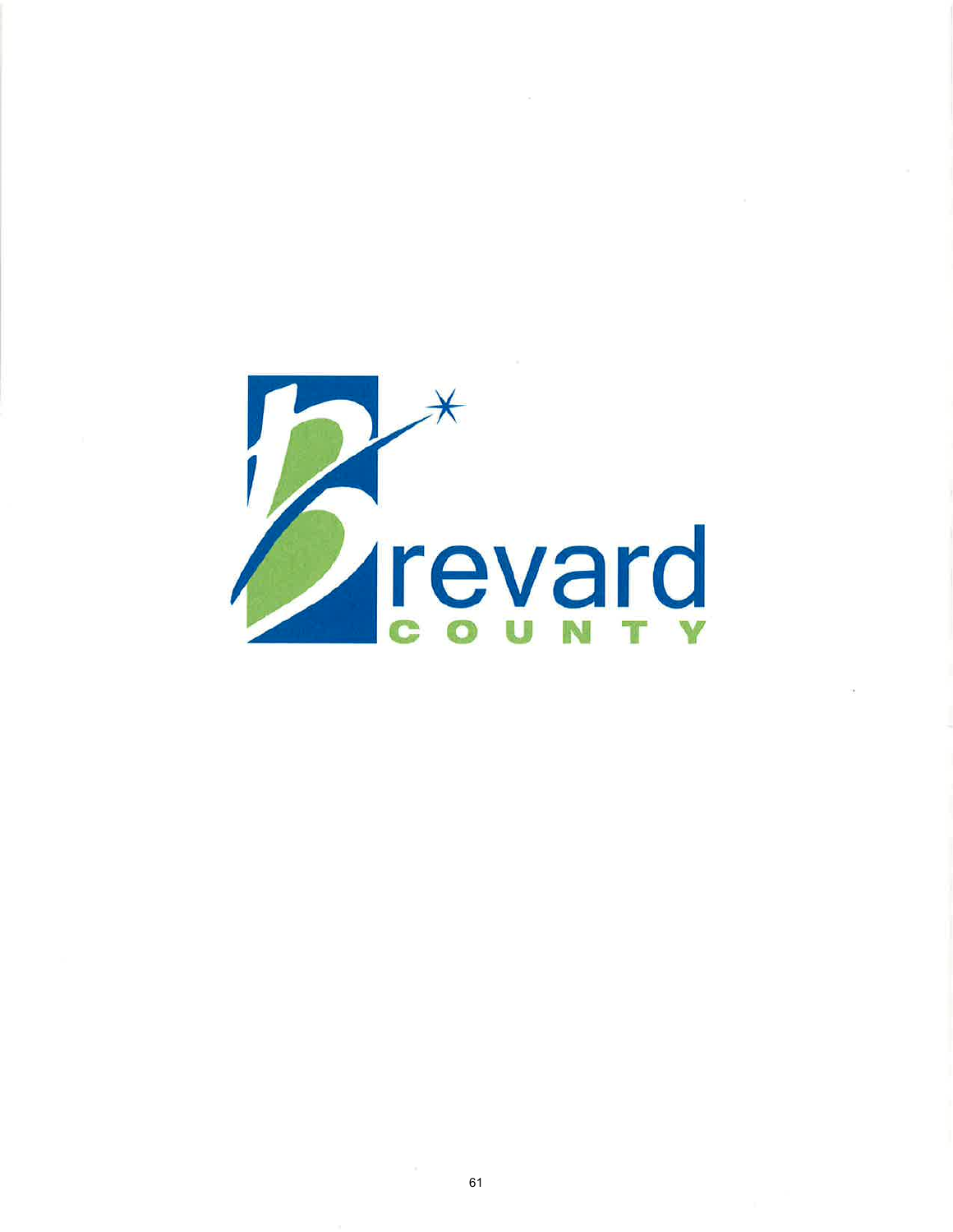Brevard

COUNTY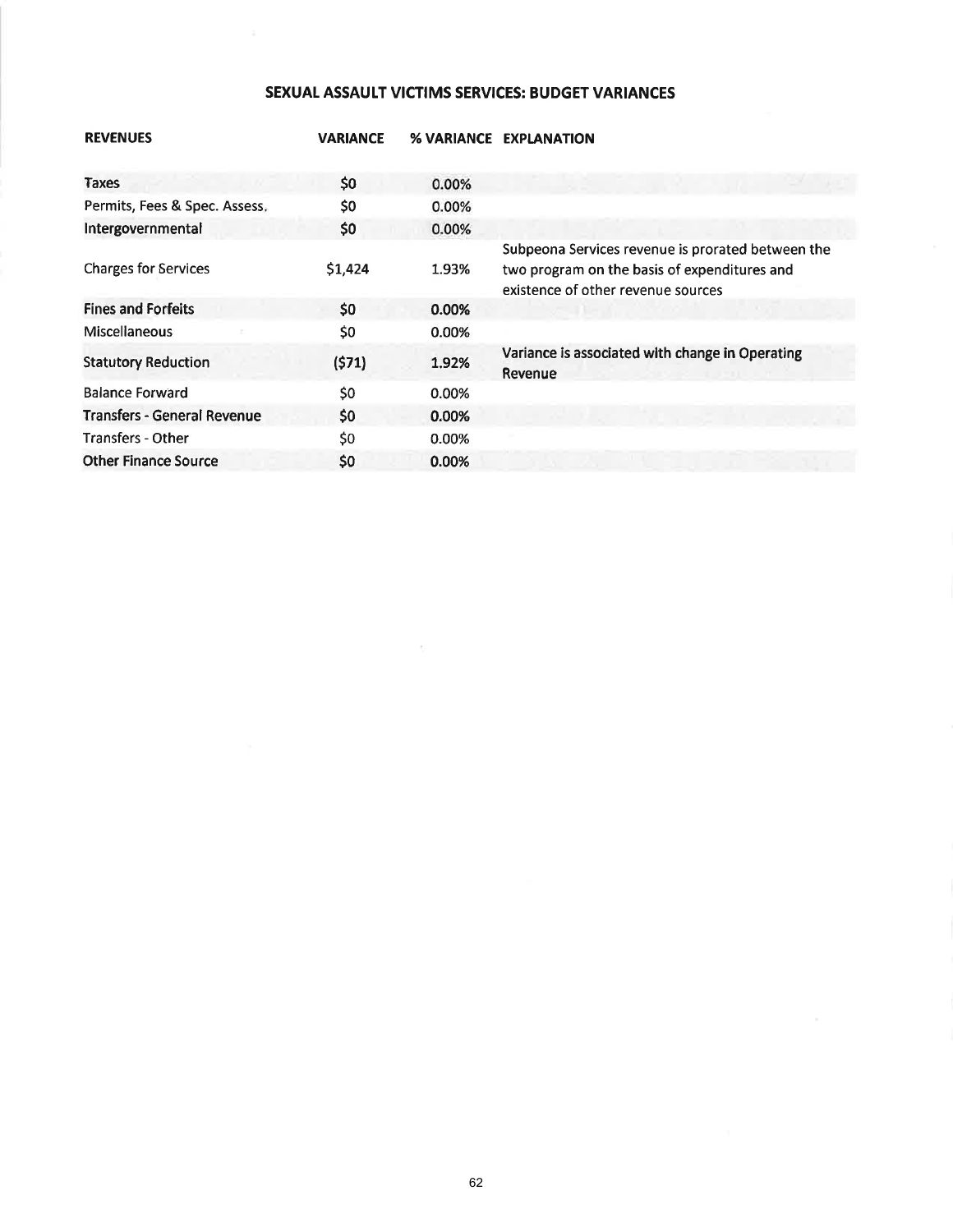## SEXUAL ASSAULT VICTIMS SERVICES: BUDGET VARIANCES

| REVENUES | VARIANCE | % VARIANCE | EXPLANATION |
|---|---|---|---|
| Taxes | $0 | 0.00% | |
| Permits, Fees & Spec. Assess. | $0 | 0.00% | |
| Intergovernmental | $0 | 0.00% | |
| Charges for Services | $1,424 | 1.93% | Subpeona Services revenue is prorated between the two program on the basis of expenditures and existence of other revenue sources |
| Fines and Forfeits | $0 | 0.00% | |
| Miscellaneous | $0 | 0.00% | |
| Statutory Reduction | ($71) | 1.92% | Variance is associated with change in Operating Revenue |
| Balance Forward | $0 | 0.00% | |
| Transfers - General Revenue | $0 | 0.00% | |
| Transfers - Other | $0 | 0.00% | |
| Other Finance Source | $0 | 0.00% | |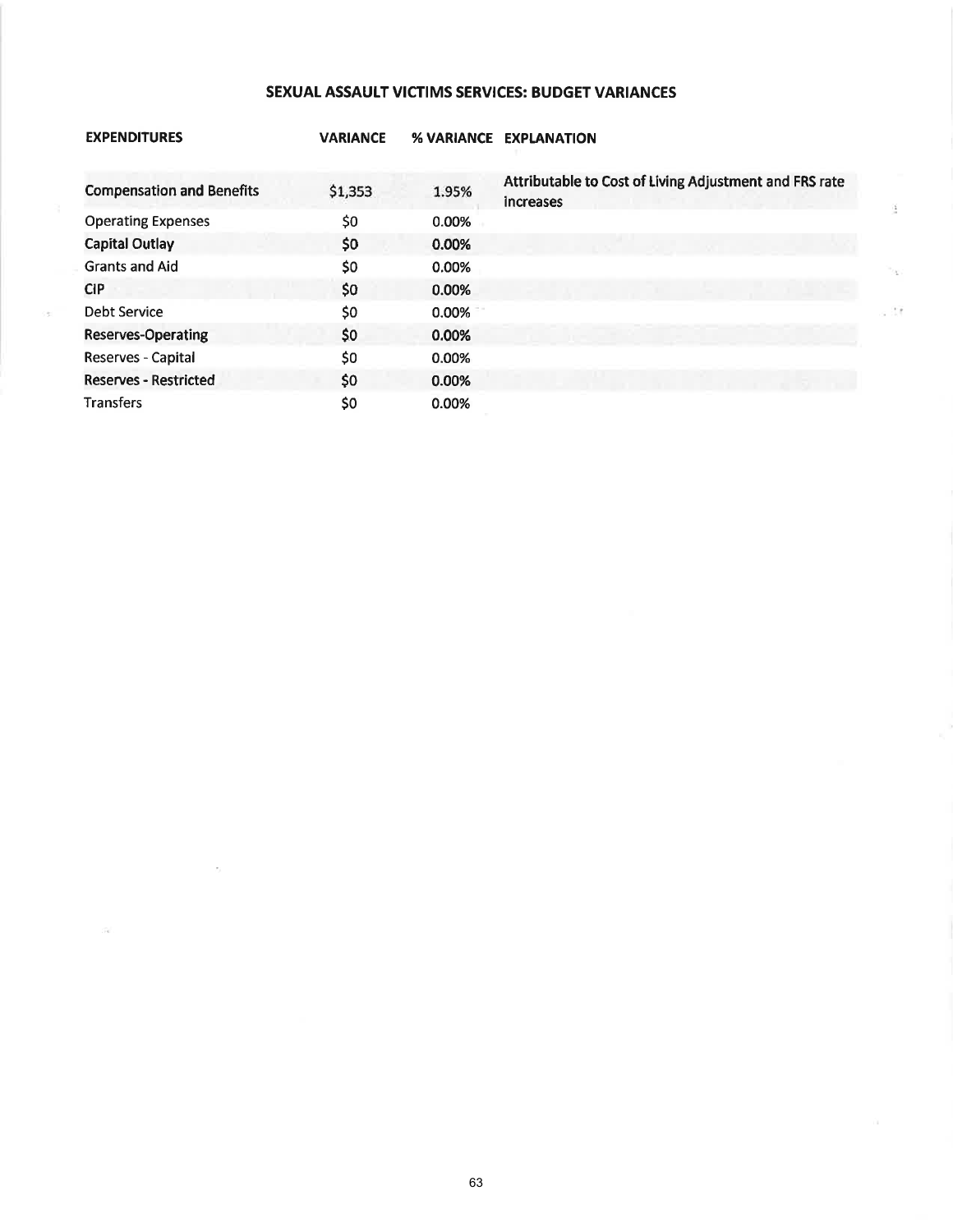## SEXUAL ASSAULT VICTIMS SERVICES: BUDGET VARIANCES

| EXPENDITURES | VARIANCE | % VARIANCE | EXPLANATION |
|---|---|---|---|
| **Compensation and Benefits** | $1,353 | 1.95% | Attributable to Cost of Living Adjustment and FRS rate increases |
| Operating Expenses | $0 | 0.00% | |
| **Capital Outlay** | $0 | 0.00% | |
| Grants and Aid | $0 | 0.00% | |
| **CIP** | $0 | 0.00% | |
| Debt Service | $0 | 0.00% | |
| **Reserves-Operating** | $0 | 0.00% | |
| Reserves - Capital | $0 | 0.00% | |
| **Reserves - Restricted** | $0 | 0.00% | |
| Transfers | $0 | 0.00% | |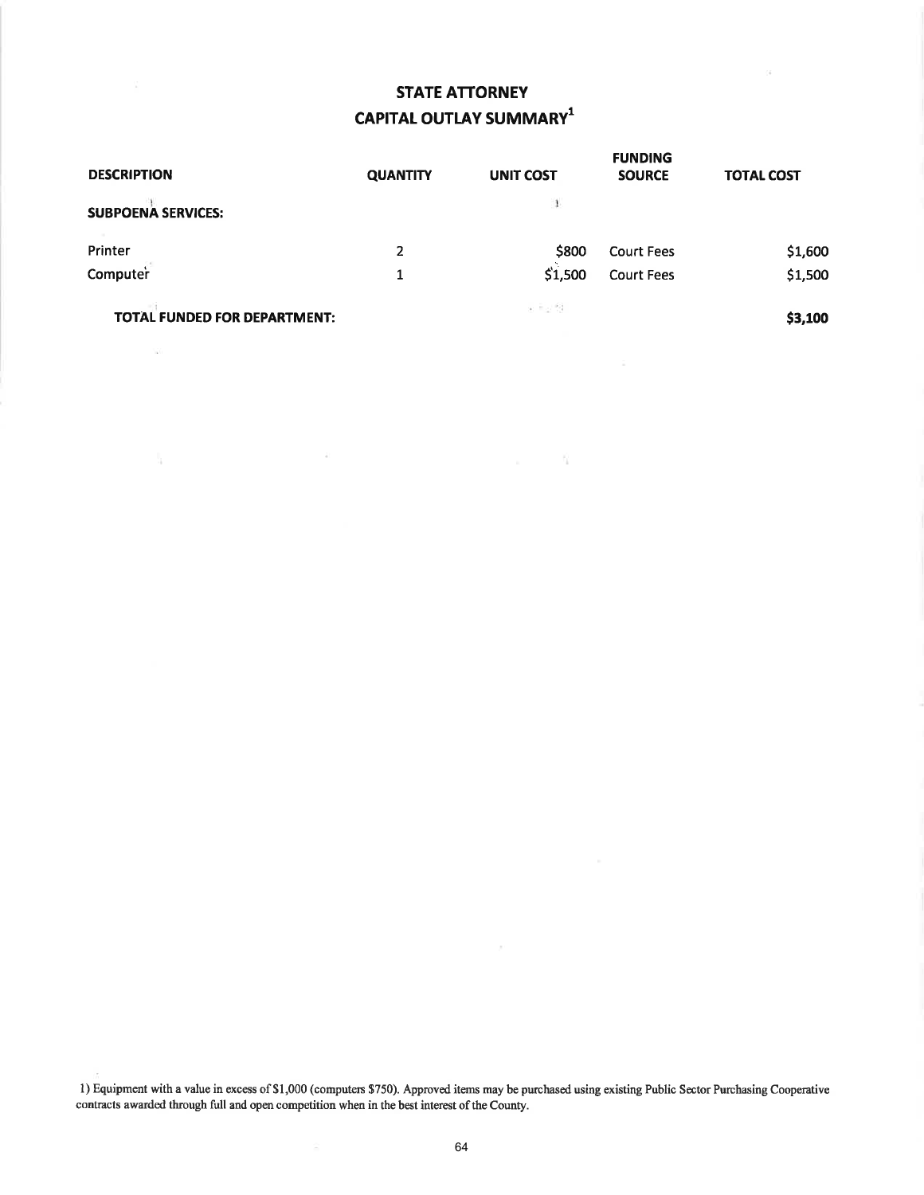# STATE ATTORNEY
## CAPITAL OUTLAY SUMMARY[1]

| DESCRIPTION | QUANTITY | UNIT COST | FUNDING SOURCE | TOTAL COST |
|---|---|---|---|---|
| **SUBPOENA SERVICES:** | | | | |
| Printer | 2 | $800 | Court Fees | $1,600 |
| Computer | 1 | $1,500 | Court Fees | $1,500 |
| **TOTAL FUNDED FOR DEPARTMENT:** | | | | **$3,100** |

1) Equipment with a value in excess of $1,000 (computers $750). Approved items may be purchased using existing Public Sector Purchasing Cooperative contracts awarded through full and open competition when in the best interest of the County.